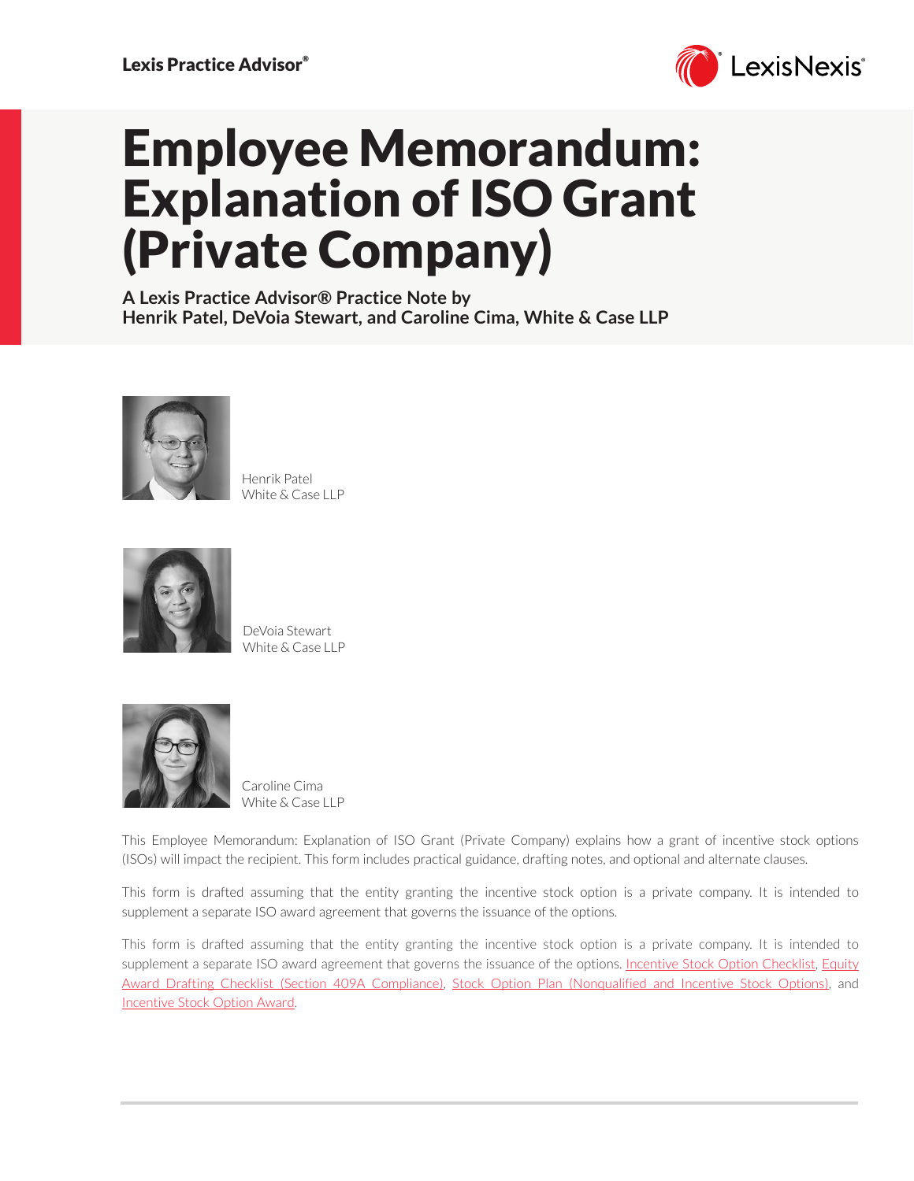# Employee Memorandum: Explanation of ISO Grant (Private Company)

**A Lexis Practice Advisor® Practice Note by Henrik Patel, DeVoia Stewart, and Caroline Cima, White & Case LLP**

Henrik Patel
White & Case LLP

DeVoia Stewart
White & Case LLP

Caroline Cima
White & Case LLP

This Employee Memorandum: Explanation of ISO Grant (Private Company) explains how a grant of incentive stock options (ISOs) will impact the recipient. This form includes practical guidance, drafting notes, and optional and alternate clauses.

This form is drafted assuming that the entity granting the incentive stock option is a private company. It is intended to supplement a separate ISO award agreement that governs the issuance of the options.

This form is drafted assuming that the entity granting the incentive stock option is a private company. It is intended to supplement a separate ISO award agreement that governs the issuance of the options. Incentive Stock Option Checklist, Equity Award Drafting Checklist (Section 409A Compliance), Stock Option Plan (Nonqualified and Incentive Stock Options), and Incentive Stock Option Award.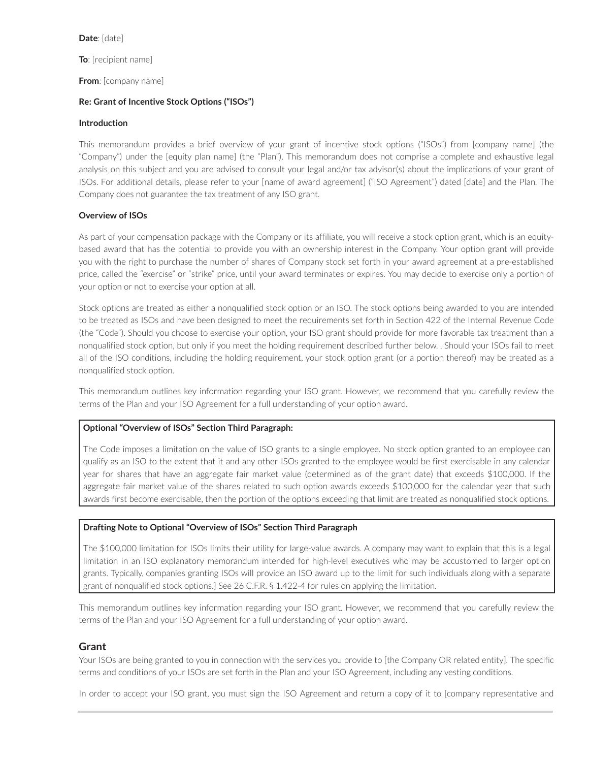**Date**: [date]

**To**: [recipient name]

**From**: [company name]

**Re: Grant of Incentive Stock Options ("ISOs")**

**Introduction**

This memorandum provides a brief overview of your grant of incentive stock options ("ISOs") from [company name] (the "Company") under the [equity plan name] (the "Plan"). This memorandum does not comprise a complete and exhaustive legal analysis on this subject and you are advised to consult your legal and/or tax advisor(s) about the implications of your grant of ISOs. For additional details, please refer to your [name of award agreement] ("ISO Agreement") dated [date] and the Plan. The Company does not guarantee the tax treatment of any ISO grant.

**Overview of ISOs**

As part of your compensation package with the Company or its affiliate, you will receive a stock option grant, which is an equity-based award that has the potential to provide you with an ownership interest in the Company. Your option grant will provide you with the right to purchase the number of shares of Company stock set forth in your award agreement at a pre-established price, called the "exercise" or "strike" price, until your award terminates or expires. You may decide to exercise only a portion of your option or not to exercise your option at all.

Stock options are treated as either a nonqualified stock option or an ISO. The stock options being awarded to you are intended to be treated as ISOs and have been designed to meet the requirements set forth in Section 422 of the Internal Revenue Code (the "Code"). Should you choose to exercise your option, your ISO grant should provide for more favorable tax treatment than a nonqualified stock option, but only if you meet the holding requirement described further below. . Should your ISOs fail to meet all of the ISO conditions, including the holding requirement, your stock option grant (or a portion thereof) may be treated as a nonqualified stock option.

This memorandum outlines key information regarding your ISO grant. However, we recommend that you carefully review the terms of the Plan and your ISO Agreement for a full understanding of your option award.

**Optional "Overview of ISOs" Section Third Paragraph:**

The Code imposes a limitation on the value of ISO grants to a single employee. No stock option granted to an employee can qualify as an ISO to the extent that it and any other ISOs granted to the employee would be first exercisable in any calendar year for shares that have an aggregate fair market value (determined as of the grant date) that exceeds $100,000. If the aggregate fair market value of the shares related to such option awards exceeds $100,000 for the calendar year that such awards first become exercisable, then the portion of the options exceeding that limit are treated as nonqualified stock options.

**Drafting Note to Optional "Overview of ISOs" Section Third Paragraph**

The $100,000 limitation for ISOs limits their utility for large-value awards. A company may want to explain that this is a legal limitation in an ISO explanatory memorandum intended for high-level executives who may be accustomed to larger option grants. Typically, companies granting ISOs will provide an ISO award up to the limit for such individuals along with a separate grant of nonqualified stock options.] See 26 C.F.R. § 1.422-4 for rules on applying the limitation.

This memorandum outlines key information regarding your ISO grant. However, we recommend that you carefully review the terms of the Plan and your ISO Agreement for a full understanding of your option award.

## Grant

Your ISOs are being granted to you in connection with the services you provide to [the Company OR related entity]. The specific terms and conditions of your ISOs are set forth in the Plan and your ISO Agreement, including any vesting conditions.

In order to accept your ISO grant, you must sign the ISO Agreement and return a copy of it to [company representative and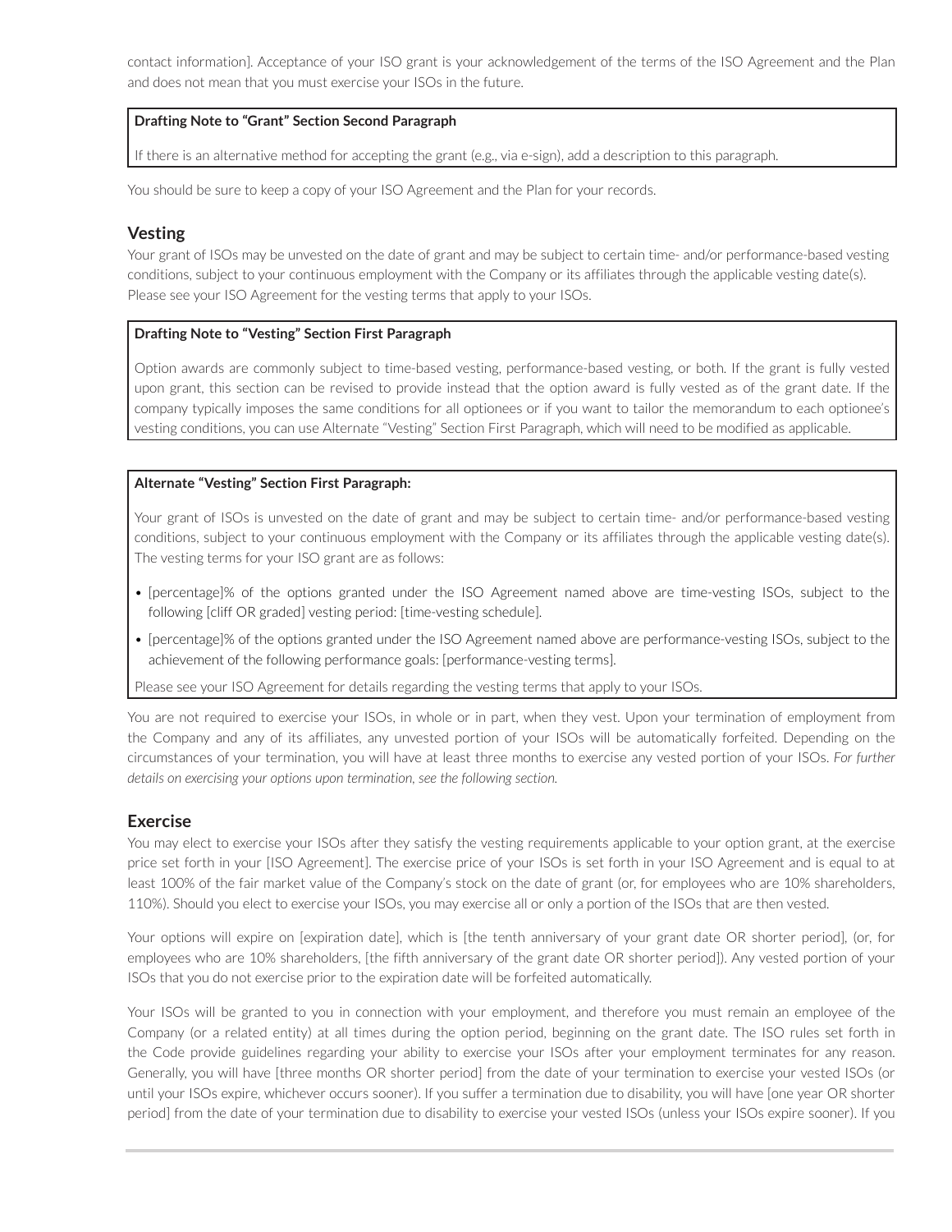contact information]. Acceptance of your ISO grant is your acknowledgement of the terms of the ISO Agreement and the Plan and does not mean that you must exercise your ISOs in the future.

> **Drafting Note to "Grant" Section Second Paragraph**
>
> If there is an alternative method for accepting the grant (e.g., via e-sign), add a description to this paragraph.

You should be sure to keep a copy of your ISO Agreement and the Plan for your records.

## Vesting

Your grant of ISOs may be unvested on the date of grant and may be subject to certain time- and/or performance-based vesting conditions, subject to your continuous employment with the Company or its affiliates through the applicable vesting date(s). Please see your ISO Agreement for the vesting terms that apply to your ISOs.

> **Drafting Note to "Vesting" Section First Paragraph**
>
> Option awards are commonly subject to time-based vesting, performance-based vesting, or both. If the grant is fully vested upon grant, this section can be revised to provide instead that the option award is fully vested as of the grant date. If the company typically imposes the same conditions for all optionees or if you want to tailor the memorandum to each optionee's vesting conditions, you can use Alternate "Vesting" Section First Paragraph, which will need to be modified as applicable.

> **Alternate "Vesting" Section First Paragraph:**
>
> Your grant of ISOs is unvested on the date of grant and may be subject to certain time- and/or performance-based vesting conditions, subject to your continuous employment with the Company or its affiliates through the applicable vesting date(s). The vesting terms for your ISO grant are as follows:
>
> - [percentage]% of the options granted under the ISO Agreement named above are time-vesting ISOs, subject to the following [cliff OR graded] vesting period: [time-vesting schedule].
> - [percentage]% of the options granted under the ISO Agreement named above are performance-vesting ISOs, subject to the achievement of the following performance goals: [performance-vesting terms].
>
> Please see your ISO Agreement for details regarding the vesting terms that apply to your ISOs.

You are not required to exercise your ISOs, in whole or in part, when they vest. Upon your termination of employment from the Company and any of its affiliates, any unvested portion of your ISOs will be automatically forfeited. Depending on the circumstances of your termination, you will have at least three months to exercise any vested portion of your ISOs. *For further details on exercising your options upon termination, see the following section.*

## Exercise

You may elect to exercise your ISOs after they satisfy the vesting requirements applicable to your option grant, at the exercise price set forth in your [ISO Agreement]. The exercise price of your ISOs is set forth in your ISO Agreement and is equal to at least 100% of the fair market value of the Company's stock on the date of grant (or, for employees who are 10% shareholders, 110%). Should you elect to exercise your ISOs, you may exercise all or only a portion of the ISOs that are then vested.

Your options will expire on [expiration date], which is [the tenth anniversary of your grant date OR shorter period], (or, for employees who are 10% shareholders, [the fifth anniversary of the grant date OR shorter period]). Any vested portion of your ISOs that you do not exercise prior to the expiration date will be forfeited automatically.

Your ISOs will be granted to you in connection with your employment, and therefore you must remain an employee of the Company (or a related entity) at all times during the option period, beginning on the grant date. The ISO rules set forth in the Code provide guidelines regarding your ability to exercise your ISOs after your employment terminates for any reason. Generally, you will have [three months OR shorter period] from the date of your termination to exercise your vested ISOs (or until your ISOs expire, whichever occurs sooner). If you suffer a termination due to disability, you will have [one year OR shorter period] from the date of your termination due to disability to exercise your vested ISOs (unless your ISOs expire sooner). If you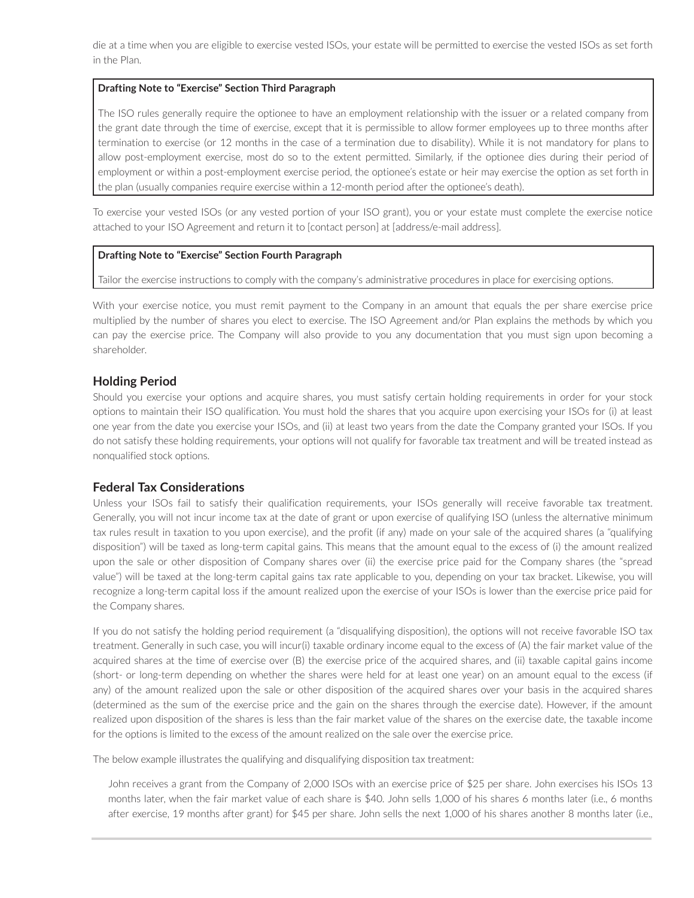die at a time when you are eligible to exercise vested ISOs, your estate will be permitted to exercise the vested ISOs as set forth in the Plan.

> **Drafting Note to "Exercise" Section Third Paragraph**
>
> The ISO rules generally require the optionee to have an employment relationship with the issuer or a related company from the grant date through the time of exercise, except that it is permissible to allow former employees up to three months after termination to exercise (or 12 months in the case of a termination due to disability). While it is not mandatory for plans to allow post-employment exercise, most do so to the extent permitted. Similarly, if the optionee dies during their period of employment or within a post-employment exercise period, the optionee's estate or heir may exercise the option as set forth in the plan (usually companies require exercise within a 12-month period after the optionee's death).

To exercise your vested ISOs (or any vested portion of your ISO grant), you or your estate must complete the exercise notice attached to your ISO Agreement and return it to [contact person] at [address/e-mail address].

> **Drafting Note to "Exercise" Section Fourth Paragraph**
>
> Tailor the exercise instructions to comply with the company's administrative procedures in place for exercising options.

With your exercise notice, you must remit payment to the Company in an amount that equals the per share exercise price multiplied by the number of shares you elect to exercise. The ISO Agreement and/or Plan explains the methods by which you can pay the exercise price. The Company will also provide to you any documentation that you must sign upon becoming a shareholder.

## Holding Period

Should you exercise your options and acquire shares, you must satisfy certain holding requirements in order for your stock options to maintain their ISO qualification. You must hold the shares that you acquire upon exercising your ISOs for (i) at least one year from the date you exercise your ISOs, and (ii) at least two years from the date the Company granted your ISOs. If you do not satisfy these holding requirements, your options will not qualify for favorable tax treatment and will be treated instead as nonqualified stock options.

## Federal Tax Considerations

Unless your ISOs fail to satisfy their qualification requirements, your ISOs generally will receive favorable tax treatment. Generally, you will not incur income tax at the date of grant or upon exercise of qualifying ISO (unless the alternative minimum tax rules result in taxation to you upon exercise), and the profit (if any) made on your sale of the acquired shares (a "qualifying disposition") will be taxed as long-term capital gains. This means that the amount equal to the excess of (i) the amount realized upon the sale or other disposition of Company shares over (ii) the exercise price paid for the Company shares (the "spread value") will be taxed at the long-term capital gains tax rate applicable to you, depending on your tax bracket. Likewise, you will recognize a long-term capital loss if the amount realized upon the exercise of your ISOs is lower than the exercise price paid for the Company shares.

If you do not satisfy the holding period requirement (a "disqualifying disposition), the options will not receive favorable ISO tax treatment. Generally in such case, you will incur(i) taxable ordinary income equal to the excess of (A) the fair market value of the acquired shares at the time of exercise over (B) the exercise price of the acquired shares, and (ii) taxable capital gains income (short- or long-term depending on whether the shares were held for at least one year) on an amount equal to the excess (if any) of the amount realized upon the sale or other disposition of the acquired shares over your basis in the acquired shares (determined as the sum of the exercise price and the gain on the shares through the exercise date). However, if the amount realized upon disposition of the shares is less than the fair market value of the shares on the exercise date, the taxable income for the options is limited to the excess of the amount realized on the sale over the exercise price.

The below example illustrates the qualifying and disqualifying disposition tax treatment:

> John receives a grant from the Company of 2,000 ISOs with an exercise price of $25 per share. John exercises his ISOs 13 months later, when the fair market value of each share is $40. John sells 1,000 of his shares 6 months later (i.e., 6 months after exercise, 19 months after grant) for $45 per share. John sells the next 1,000 of his shares another 8 months later (i.e.,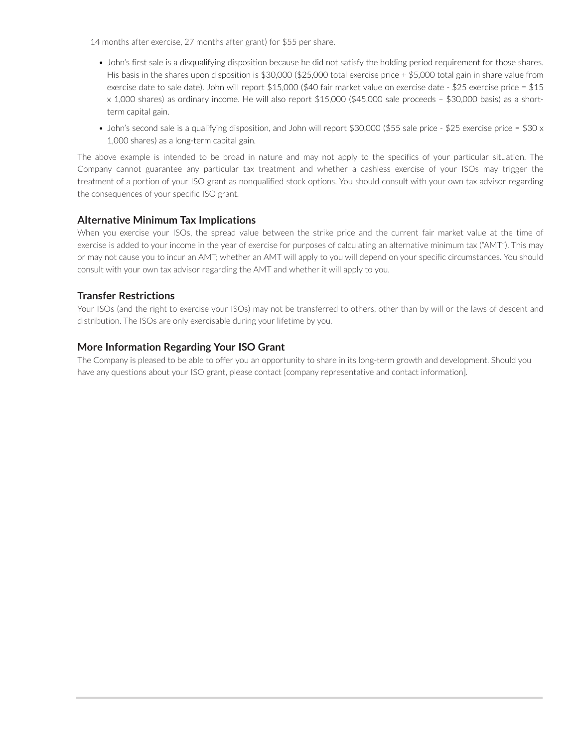14 months after exercise, 27 months after grant) for $55 per share.

- John's first sale is a disqualifying disposition because he did not satisfy the holding period requirement for those shares. His basis in the shares upon disposition is $30,000 ($25,000 total exercise price + $5,000 total gain in share value from exercise date to sale date). John will report $15,000 ($40 fair market value on exercise date - $25 exercise price = $15 x 1,000 shares) as ordinary income. He will also report $15,000 ($45,000 sale proceeds – $30,000 basis) as a short-term capital gain.
- John's second sale is a qualifying disposition, and John will report $30,000 ($55 sale price - $25 exercise price = $30 x 1,000 shares) as a long-term capital gain.

The above example is intended to be broad in nature and may not apply to the specifics of your particular situation. The Company cannot guarantee any particular tax treatment and whether a cashless exercise of your ISOs may trigger the treatment of a portion of your ISO grant as nonqualified stock options. You should consult with your own tax advisor regarding the consequences of your specific ISO grant.

## Alternative Minimum Tax Implications

When you exercise your ISOs, the spread value between the strike price and the current fair market value at the time of exercise is added to your income in the year of exercise for purposes of calculating an alternative minimum tax ("AMT"). This may or may not cause you to incur an AMT; whether an AMT will apply to you will depend on your specific circumstances. You should consult with your own tax advisor regarding the AMT and whether it will apply to you.

## Transfer Restrictions

Your ISOs (and the right to exercise your ISOs) may not be transferred to others, other than by will or the laws of descent and distribution. The ISOs are only exercisable during your lifetime by you.

## More Information Regarding Your ISO Grant

The Company is pleased to be able to offer you an opportunity to share in its long-term growth and development. Should you have any questions about your ISO grant, please contact [company representative and contact information].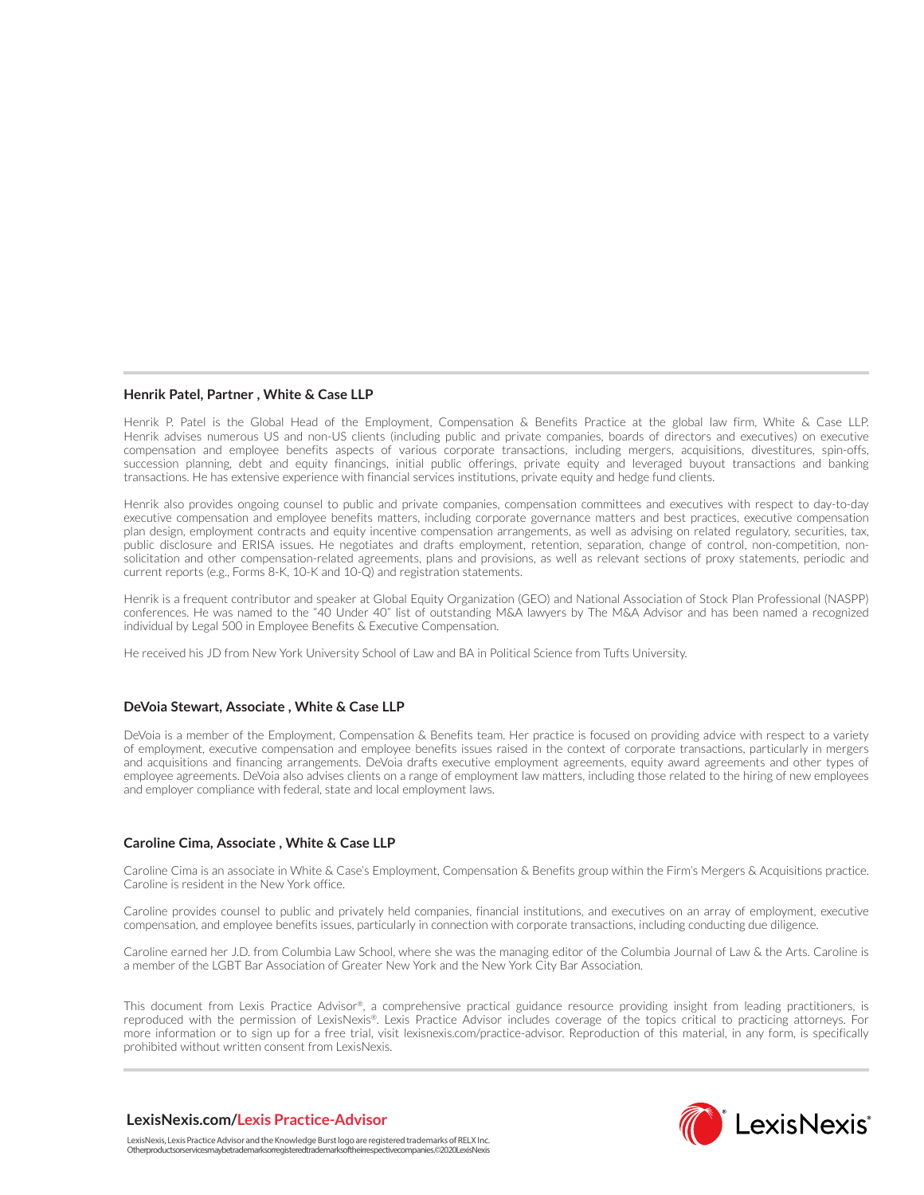### Henrik Patel, Partner , White & Case LLP

Henrik P. Patel is the Global Head of the Employment, Compensation & Benefits Practice at the global law firm, White & Case LLP. Henrik advises numerous US and non-US clients (including public and private companies, boards of directors and executives) on executive compensation and employee benefits aspects of various corporate transactions, including mergers, acquisitions, divestitures, spin-offs, succession planning, debt and equity financings, initial public offerings, private equity and leveraged buyout transactions and banking transactions. He has extensive experience with financial services institutions, private equity and hedge fund clients.

Henrik also provides ongoing counsel to public and private companies, compensation committees and executives with respect to day-to-day executive compensation and employee benefits matters, including corporate governance matters and best practices, executive compensation plan design, employment contracts and equity incentive compensation arrangements, as well as advising on related regulatory, securities, tax, public disclosure and ERISA issues. He negotiates and drafts employment, retention, separation, change of control, non-competition, non-solicitation and other compensation-related agreements, plans and provisions, as well as relevant sections of proxy statements, periodic and current reports (e.g., Forms 8-K, 10-K and 10-Q) and registration statements.

Henrik is a frequent contributor and speaker at Global Equity Organization (GEO) and National Association of Stock Plan Professional (NASPP) conferences. He was named to the "40 Under 40" list of outstanding M&A lawyers by The M&A Advisor and has been named a recognized individual by Legal 500 in Employee Benefits & Executive Compensation.

He received his JD from New York University School of Law and BA in Political Science from Tufts University.

### DeVoia Stewart, Associate , White & Case LLP

DeVoia is a member of the Employment, Compensation & Benefits team. Her practice is focused on providing advice with respect to a variety of employment, executive compensation and employee benefits issues raised in the context of corporate transactions, particularly in mergers and acquisitions and financing arrangements. DeVoia drafts executive employment agreements, equity award agreements and other types of employee agreements. DeVoia also advises clients on a range of employment law matters, including those related to the hiring of new employees and employer compliance with federal, state and local employment laws.

### Caroline Cima, Associate , White & Case LLP

Caroline Cima is an associate in White & Case's Employment, Compensation & Benefits group within the Firm's Mergers & Acquisitions practice. Caroline is resident in the New York office.

Caroline provides counsel to public and privately held companies, financial institutions, and executives on an array of employment, executive compensation, and employee benefits issues, particularly in connection with corporate transactions, including conducting due diligence.

Caroline earned her J.D. from Columbia Law School, where she was the managing editor of the Columbia Journal of Law & the Arts. Caroline is a member of the LGBT Bar Association of Greater New York and the New York City Bar Association.

This document from Lexis Practice Advisor®, a comprehensive practical guidance resource providing insight from leading practitioners, is reproduced with the permission of LexisNexis®. Lexis Practice Advisor includes coverage of the topics critical to practicing attorneys. For more information or to sign up for a free trial, visit lexisnexis.com/practice-advisor. Reproduction of this material, in any form, is specifically prohibited without written consent from LexisNexis.

**LexisNexis.com/Lexis Practice-Advisor**

LexisNexis, Lexis Practice Advisor and the Knowledge Burst logo are registered trademarks of RELX Inc. Other products or services may be trademarks or registered trademarks of their respective companies. ©2020 LexisNexis

LexisNexis®